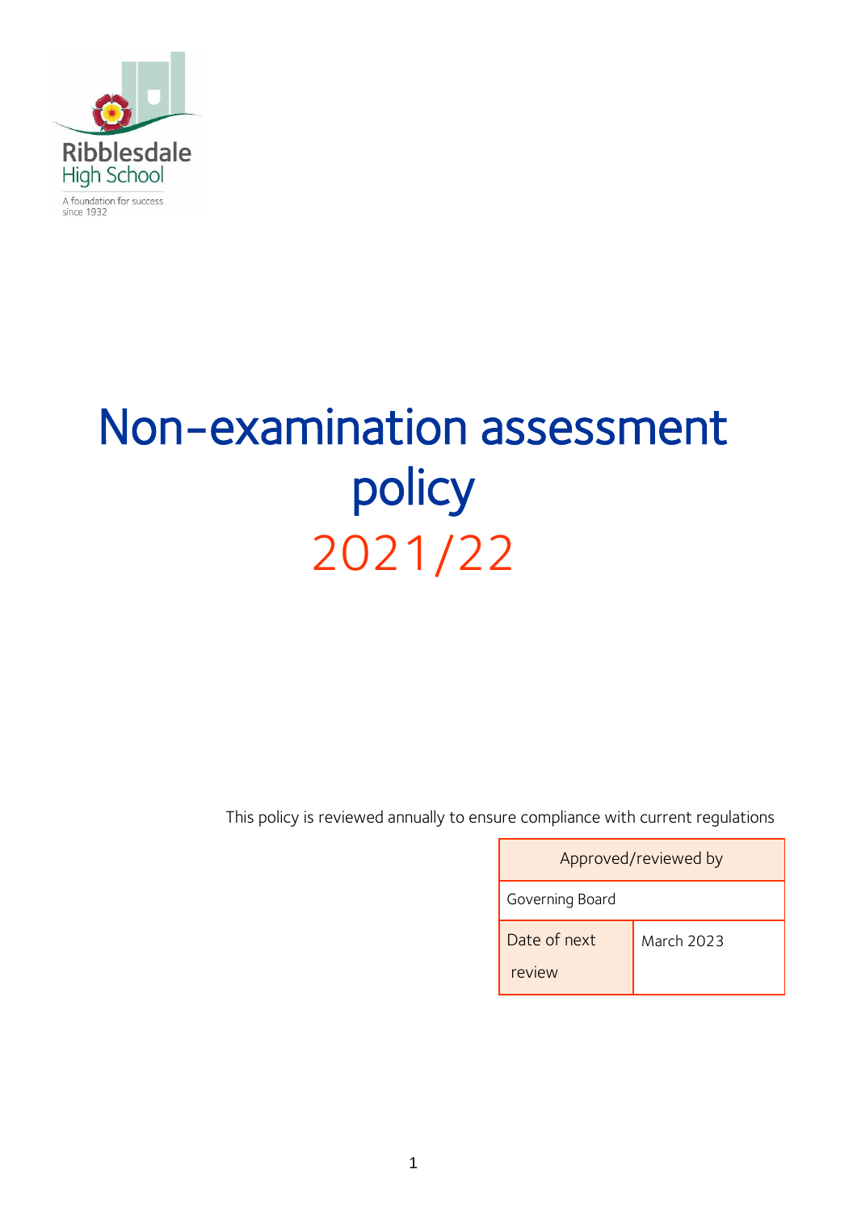Ribblesdale High School

A foundation for success since 1932

# Non-examination assessment policy

# 2021/22

This policy is reviewed annually to ensure compliance with current regulations

| Approved/reviewed by | |
| --- | --- |
| Governing Board | |
| Date of next review | March 2023 |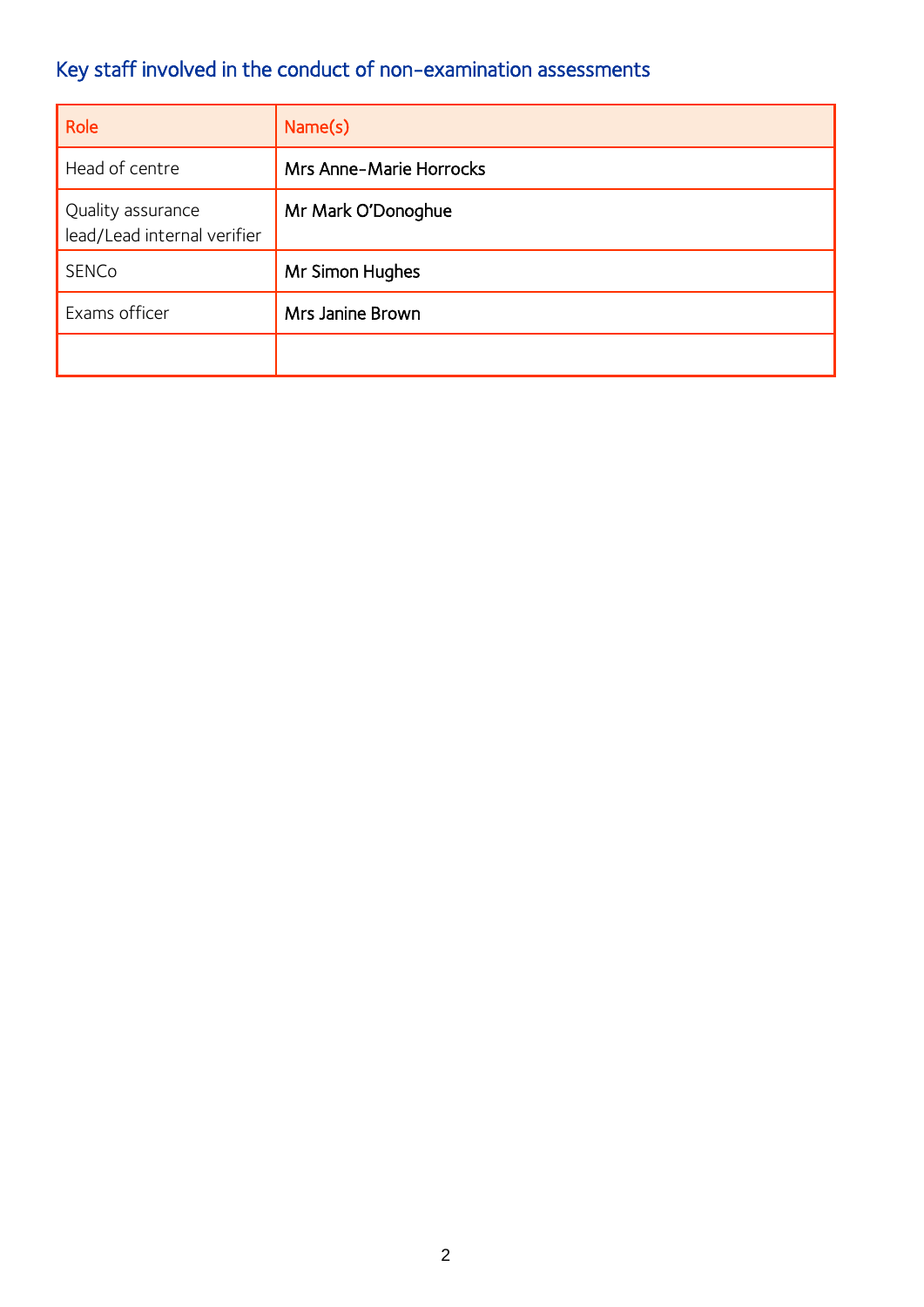## Key staff involved in the conduct of non-examination assessments

| Role | Name(s) |
| --- | --- |
| Head of centre | Mrs Anne-Marie Horrocks |
| Quality assurance lead/Lead internal verifier | Mr Mark O'Donoghue |
| SENCo | Mr Simon Hughes |
| Exams officer | Mrs Janine Brown |
| | |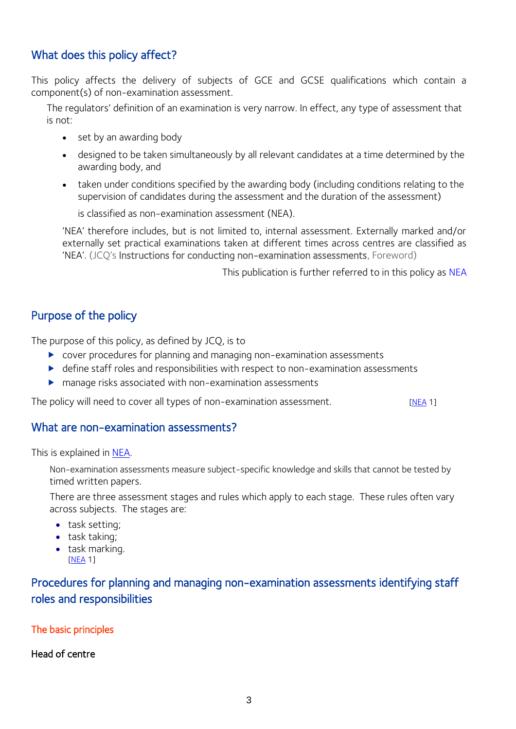## What does this policy affect?

This policy affects the delivery of subjects of GCE and GCSE qualifications which contain a component(s) of non-examination assessment.

> The regulators' definition of an examination is very narrow. In effect, any type of assessment that is not:
>
> - set by an awarding body
> - designed to be taken simultaneously by all relevant candidates at a time determined by the awarding body, and
> - taken under conditions specified by the awarding body (including conditions relating to the supervision of candidates during the assessment and the duration of the assessment)
>
> is classified as non-examination assessment (NEA).
>
> 'NEA' therefore includes, but is not limited to, internal assessment. Externally marked and/or externally set practical examinations taken at different times across centres are classified as 'NEA'. (JCQ's **Instructions for conducting non-examination assessments**, Foreword)

This publication is further referred to in this policy as NEA

## Purpose of the policy

The purpose of this policy, as defined by JCQ, is to

- cover procedures for planning and managing non-examination assessments
- define staff roles and responsibilities with respect to non-examination assessments
- manage risks associated with non-examination assessments

The policy will need to cover all types of non-examination assessment. [NEA 1]

## What are non-examination assessments?

This is explained in NEA.

> Non-examination assessments measure subject-specific knowledge and skills that cannot be tested by timed written papers.
>
> There are three assessment stages and rules which apply to each stage. These rules often vary across subjects. The stages are:
>
> - task setting;
> - task taking;
> - task marking.
>
> [NEA 1]

## Procedures for planning and managing non-examination assessments identifying staff roles and responsibilities

### The basic principles

**Head of centre**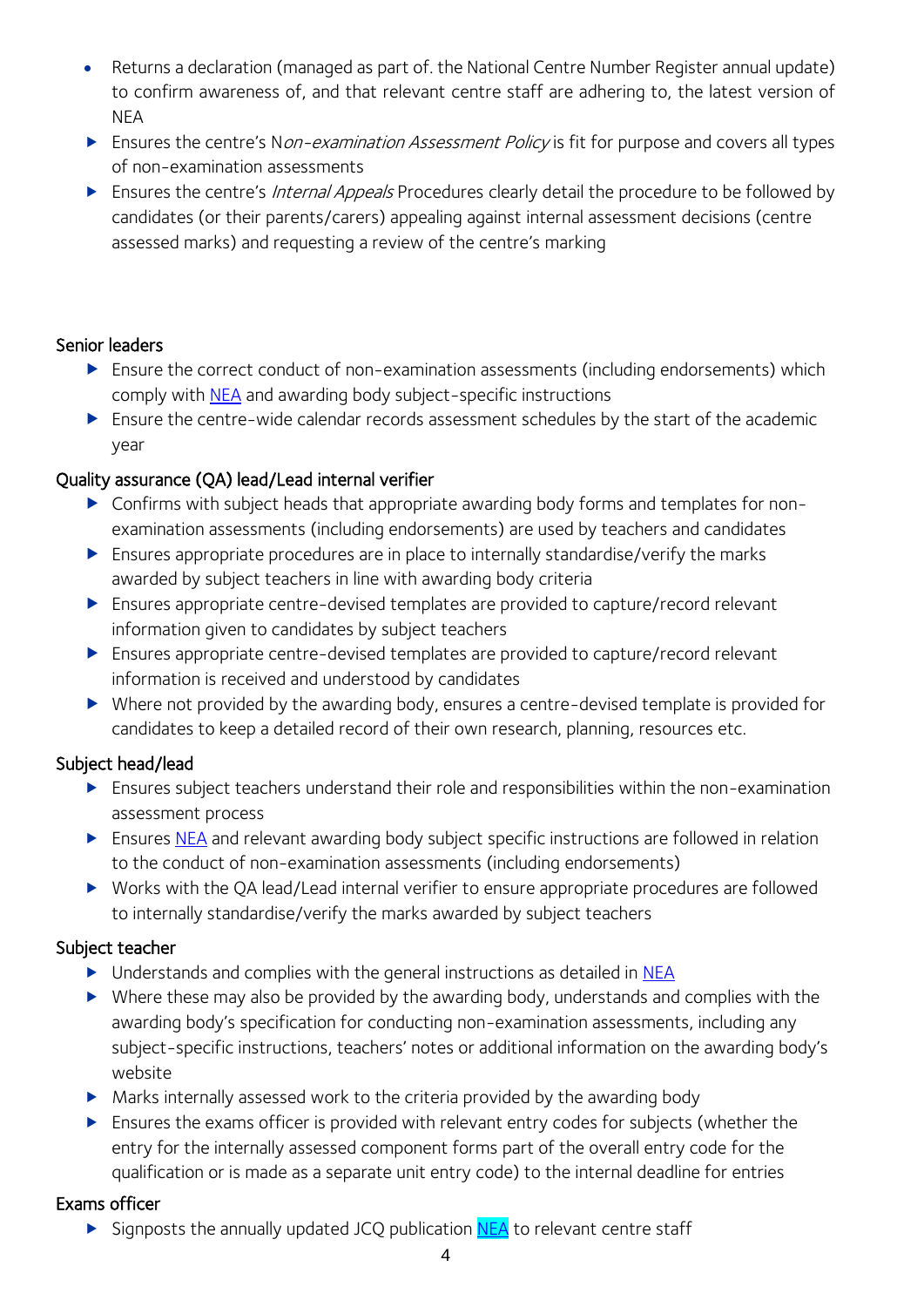- Returns a declaration (managed as part of. the National Centre Number Register annual update) to confirm awareness of, and that relevant centre staff are adhering to, the latest version of NEA
- Ensures the centre's N*on-examination Assessment Policy* is fit for purpose and covers all types of non-examination assessments
- Ensures the centre's *Internal Appeals* Procedures clearly detail the procedure to be followed by candidates (or their parents/carers) appealing against internal assessment decisions (centre assessed marks) and requesting a review of the centre's marking

### Senior leaders

- Ensure the correct conduct of non-examination assessments (including endorsements) which comply with NEA and awarding body subject-specific instructions
- Ensure the centre-wide calendar records assessment schedules by the start of the academic year

### Quality assurance (QA) lead/Lead internal verifier

- Confirms with subject heads that appropriate awarding body forms and templates for non-examination assessments (including endorsements) are used by teachers and candidates
- Ensures appropriate procedures are in place to internally standardise/verify the marks awarded by subject teachers in line with awarding body criteria
- Ensures appropriate centre-devised templates are provided to capture/record relevant information given to candidates by subject teachers
- Ensures appropriate centre-devised templates are provided to capture/record relevant information is received and understood by candidates
- Where not provided by the awarding body, ensures a centre-devised template is provided for candidates to keep a detailed record of their own research, planning, resources etc.

### Subject head/lead

- Ensures subject teachers understand their role and responsibilities within the non-examination assessment process
- Ensures NEA and relevant awarding body subject specific instructions are followed in relation to the conduct of non-examination assessments (including endorsements)
- Works with the QA lead/Lead internal verifier to ensure appropriate procedures are followed to internally standardise/verify the marks awarded by subject teachers

### Subject teacher

- Understands and complies with the general instructions as detailed in NEA
- Where these may also be provided by the awarding body, understands and complies with the awarding body's specification for conducting non-examination assessments, including any subject-specific instructions, teachers' notes or additional information on the awarding body's website
- Marks internally assessed work to the criteria provided by the awarding body
- Ensures the exams officer is provided with relevant entry codes for subjects (whether the entry for the internally assessed component forms part of the overall entry code for the qualification or is made as a separate unit entry code) to the internal deadline for entries

### Exams officer

- Signposts the annually updated JCQ publication NEA to relevant centre staff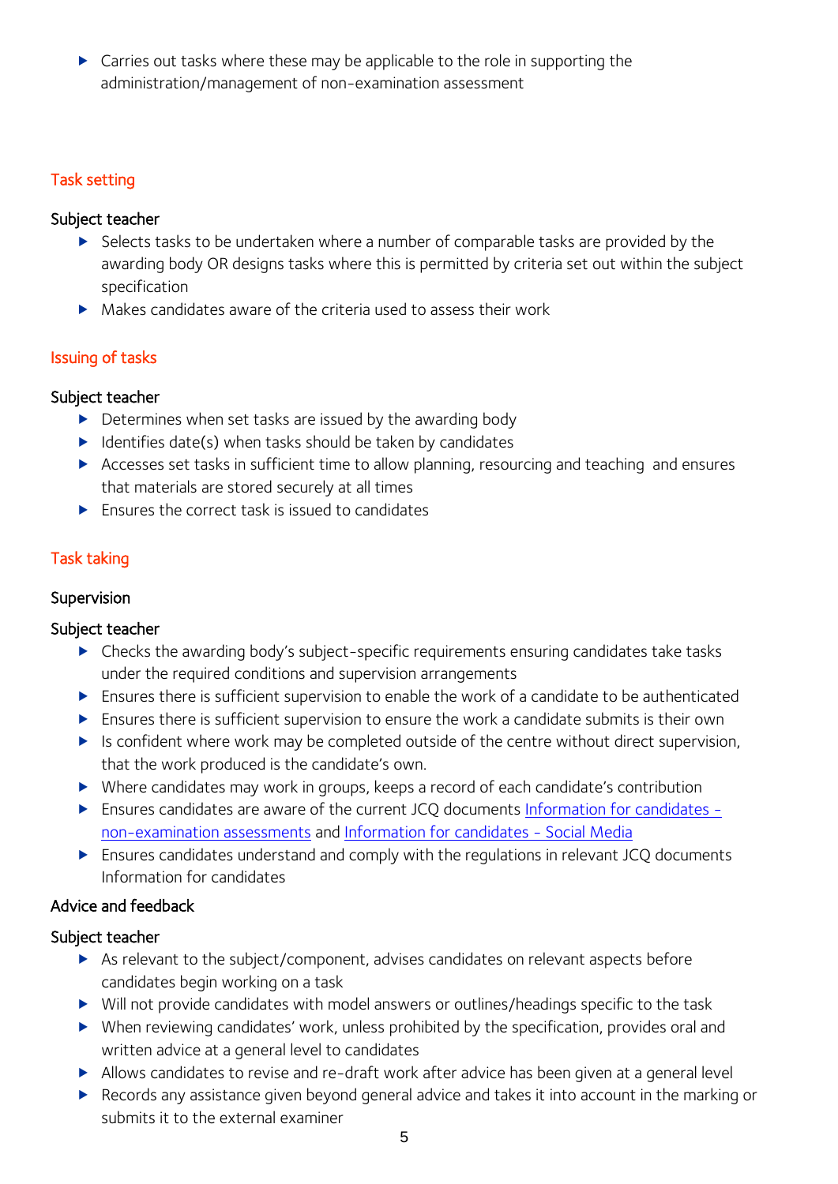- Carries out tasks where these may be applicable to the role in supporting the administration/management of non-examination assessment

## Task setting

### Subject teacher

- Selects tasks to be undertaken where a number of comparable tasks are provided by the awarding body OR designs tasks where this is permitted by criteria set out within the subject specification
- Makes candidates aware of the criteria used to assess their work

## Issuing of tasks

### Subject teacher

- Determines when set tasks are issued by the awarding body
- Identifies date(s) when tasks should be taken by candidates
- Accesses set tasks in sufficient time to allow planning, resourcing and teaching and ensures that materials are stored securely at all times
- Ensures the correct task is issued to candidates

## Task taking

### Supervision

### Subject teacher

- Checks the awarding body's subject-specific requirements ensuring candidates take tasks under the required conditions and supervision arrangements
- Ensures there is sufficient supervision to enable the work of a candidate to be authenticated
- Ensures there is sufficient supervision to ensure the work a candidate submits is their own
- Is confident where work may be completed outside of the centre without direct supervision, that the work produced is the candidate's own.
- Where candidates may work in groups, keeps a record of each candidate's contribution
- Ensures candidates are aware of the current JCQ documents Information for candidates - non-examination assessments and Information for candidates - Social Media
- Ensures candidates understand and comply with the regulations in relevant JCQ documents Information for candidates

### Advice and feedback

### Subject teacher

- As relevant to the subject/component, advises candidates on relevant aspects before candidates begin working on a task
- Will not provide candidates with model answers or outlines/headings specific to the task
- When reviewing candidates' work, unless prohibited by the specification, provides oral and written advice at a general level to candidates
- Allows candidates to revise and re-draft work after advice has been given at a general level
- Records any assistance given beyond general advice and takes it into account in the marking or submits it to the external examiner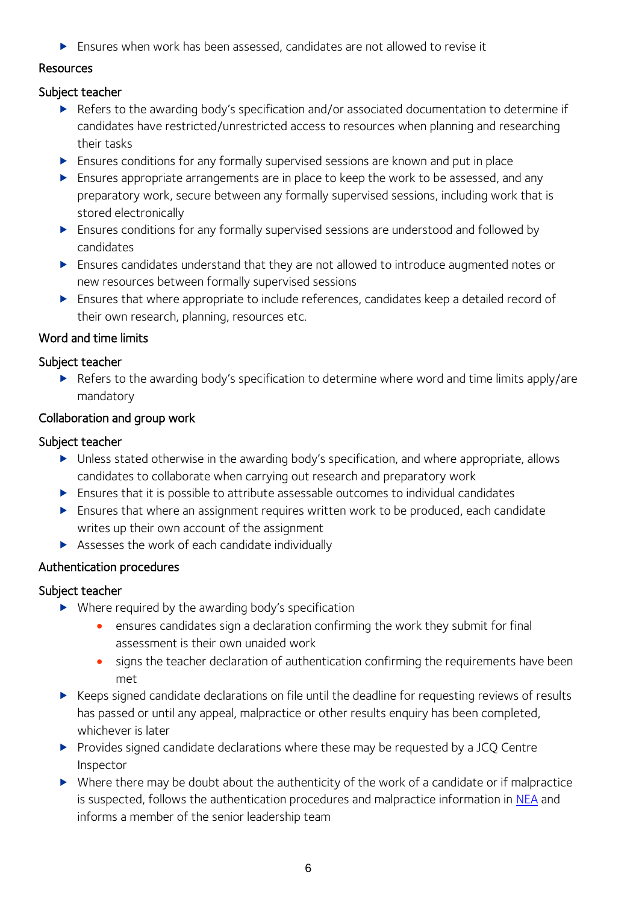- Ensures when work has been assessed, candidates are not allowed to revise it

### Resources

#### Subject teacher

- Refers to the awarding body's specification and/or associated documentation to determine if candidates have restricted/unrestricted access to resources when planning and researching their tasks
- Ensures conditions for any formally supervised sessions are known and put in place
- Ensures appropriate arrangements are in place to keep the work to be assessed, and any preparatory work, secure between any formally supervised sessions, including work that is stored electronically
- Ensures conditions for any formally supervised sessions are understood and followed by candidates
- Ensures candidates understand that they are not allowed to introduce augmented notes or new resources between formally supervised sessions
- Ensures that where appropriate to include references, candidates keep a detailed record of their own research, planning, resources etc.

### Word and time limits

#### Subject teacher

- Refers to the awarding body's specification to determine where word and time limits apply/are mandatory

### Collaboration and group work

#### Subject teacher

- Unless stated otherwise in the awarding body's specification, and where appropriate, allows candidates to collaborate when carrying out research and preparatory work
- Ensures that it is possible to attribute assessable outcomes to individual candidates
- Ensures that where an assignment requires written work to be produced, each candidate writes up their own account of the assignment
- Assesses the work of each candidate individually

### Authentication procedures

#### Subject teacher

- Where required by the awarding body's specification
  - ensures candidates sign a declaration confirming the work they submit for final assessment is their own unaided work
  - signs the teacher declaration of authentication confirming the requirements have been met
- Keeps signed candidate declarations on file until the deadline for requesting reviews of results has passed or until any appeal, malpractice or other results enquiry has been completed, whichever is later
- Provides signed candidate declarations where these may be requested by a JCQ Centre Inspector
- Where there may be doubt about the authenticity of the work of a candidate or if malpractice is suspected, follows the authentication procedures and malpractice information in NEA and informs a member of the senior leadership team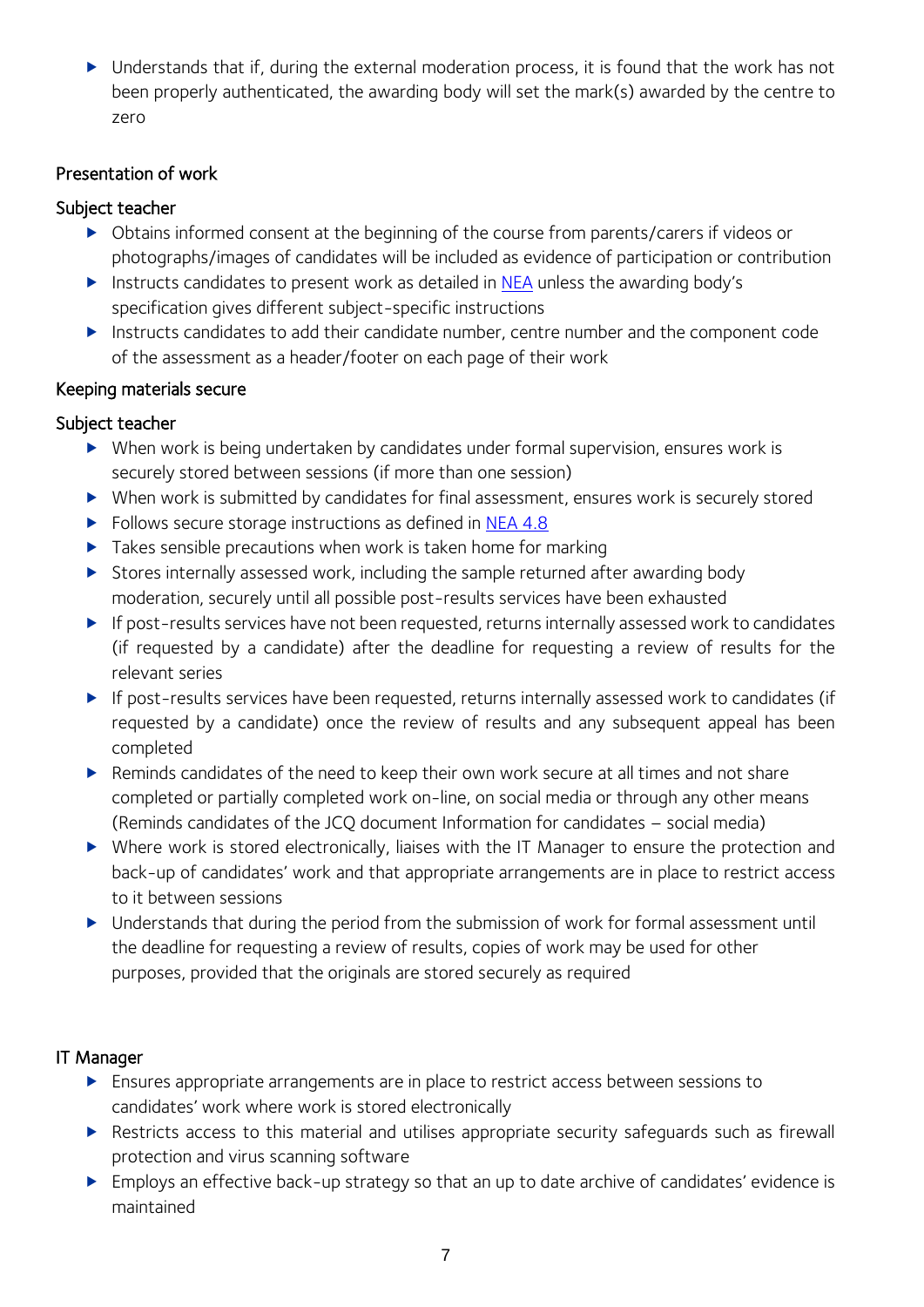- Understands that if, during the external moderation process, it is found that the work has not been properly authenticated, the awarding body will set the mark(s) awarded by the centre to zero

### Presentation of work

#### Subject teacher

- Obtains informed consent at the beginning of the course from parents/carers if videos or photographs/images of candidates will be included as evidence of participation or contribution
- Instructs candidates to present work as detailed in NEA unless the awarding body's specification gives different subject-specific instructions
- Instructs candidates to add their candidate number, centre number and the component code of the assessment as a header/footer on each page of their work

### Keeping materials secure

#### Subject teacher

- When work is being undertaken by candidates under formal supervision, ensures work is securely stored between sessions (if more than one session)
- When work is submitted by candidates for final assessment, ensures work is securely stored
- Follows secure storage instructions as defined in NEA 4.8
- Takes sensible precautions when work is taken home for marking
- Stores internally assessed work, including the sample returned after awarding body moderation, securely until all possible post-results services have been exhausted
- If post-results services have not been requested, returns internally assessed work to candidates (if requested by a candidate) after the deadline for requesting a review of results for the relevant series
- If post-results services have been requested, returns internally assessed work to candidates (if requested by a candidate) once the review of results and any subsequent appeal has been completed
- Reminds candidates of the need to keep their own work secure at all times and not share completed or partially completed work on-line, on social media or through any other means (Reminds candidates of the JCQ document Information for candidates – social media)
- Where work is stored electronically, liaises with the IT Manager to ensure the protection and back-up of candidates' work and that appropriate arrangements are in place to restrict access to it between sessions
- Understands that during the period from the submission of work for formal assessment until the deadline for requesting a review of results, copies of work may be used for other purposes, provided that the originals are stored securely as required

#### IT Manager

- Ensures appropriate arrangements are in place to restrict access between sessions to candidates' work where work is stored electronically
- Restricts access to this material and utilises appropriate security safeguards such as firewall protection and virus scanning software
- Employs an effective back-up strategy so that an up to date archive of candidates' evidence is maintained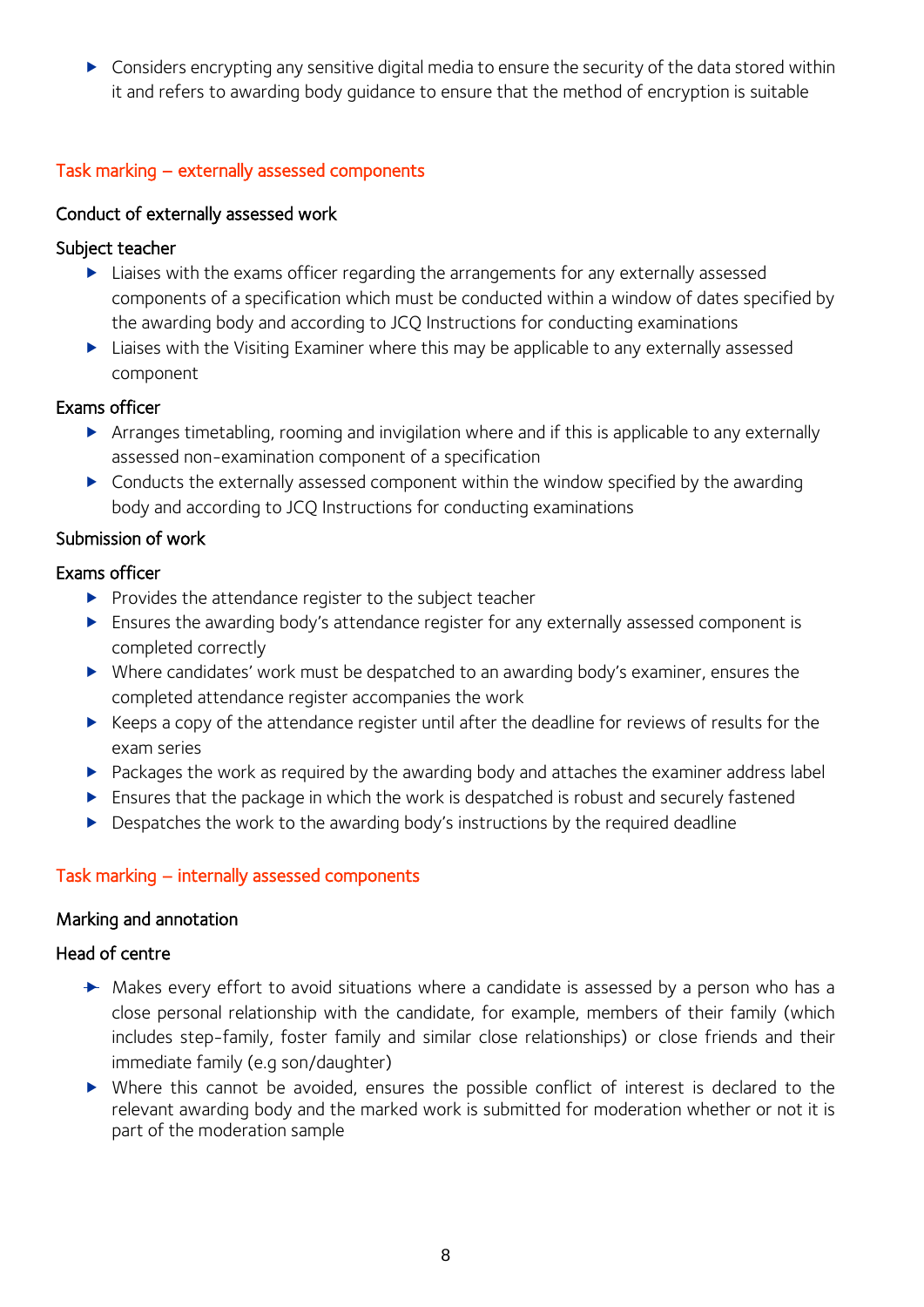- Considers encrypting any sensitive digital media to ensure the security of the data stored within it and refers to awarding body guidance to ensure that the method of encryption is suitable

## Task marking – externally assessed components

### Conduct of externally assessed work

#### Subject teacher

- Liaises with the exams officer regarding the arrangements for any externally assessed components of a specification which must be conducted within a window of dates specified by the awarding body and according to JCQ Instructions for conducting examinations
- Liaises with the Visiting Examiner where this may be applicable to any externally assessed component

#### Exams officer

- Arranges timetabling, rooming and invigilation where and if this is applicable to any externally assessed non-examination component of a specification
- Conducts the externally assessed component within the window specified by the awarding body and according to JCQ Instructions for conducting examinations

### Submission of work

#### Exams officer

- Provides the attendance register to the subject teacher
- Ensures the awarding body's attendance register for any externally assessed component is completed correctly
- Where candidates' work must be despatched to an awarding body's examiner, ensures the completed attendance register accompanies the work
- Keeps a copy of the attendance register until after the deadline for reviews of results for the exam series
- Packages the work as required by the awarding body and attaches the examiner address label
- Ensures that the package in which the work is despatched is robust and securely fastened
- Despatches the work to the awarding body's instructions by the required deadline

## Task marking – internally assessed components

### Marking and annotation

#### Head of centre

- Makes every effort to avoid situations where a candidate is assessed by a person who has a close personal relationship with the candidate, for example, members of their family (which includes step-family, foster family and similar close relationships) or close friends and their immediate family (e.g son/daughter)
- Where this cannot be avoided, ensures the possible conflict of interest is declared to the relevant awarding body and the marked work is submitted for moderation whether or not it is part of the moderation sample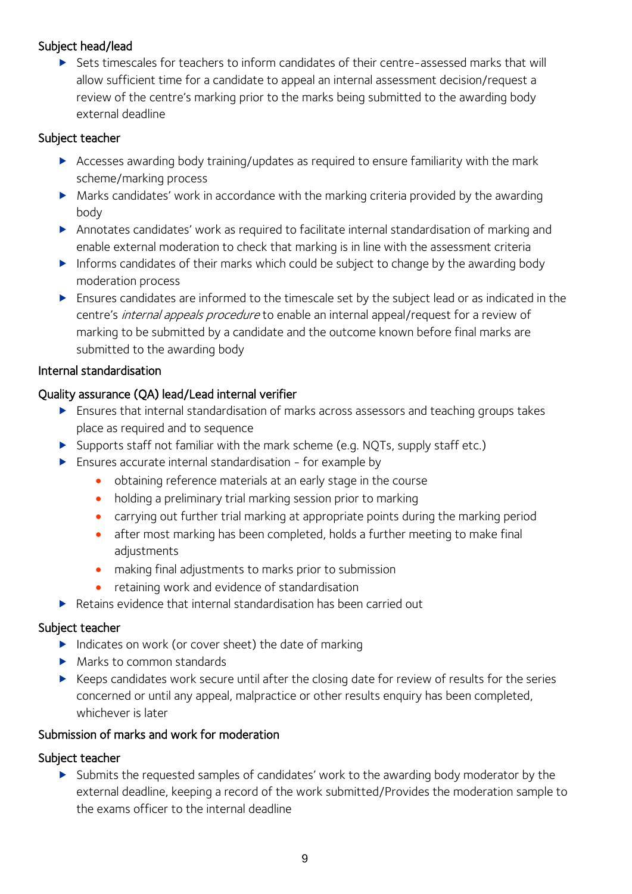### Subject head/lead

- Sets timescales for teachers to inform candidates of their centre-assessed marks that will allow sufficient time for a candidate to appeal an internal assessment decision/request a review of the centre's marking prior to the marks being submitted to the awarding body external deadline

### Subject teacher

- Accesses awarding body training/updates as required to ensure familiarity with the mark scheme/marking process
- Marks candidates' work in accordance with the marking criteria provided by the awarding body
- Annotates candidates' work as required to facilitate internal standardisation of marking and enable external moderation to check that marking is in line with the assessment criteria
- Informs candidates of their marks which could be subject to change by the awarding body moderation process
- Ensures candidates are informed to the timescale set by the subject lead or as indicated in the centre's *internal appeals procedure* to enable an internal appeal/request for a review of marking to be submitted by a candidate and the outcome known before final marks are submitted to the awarding body

## Internal standardisation

### Quality assurance (QA) lead/Lead internal verifier

- Ensures that internal standardisation of marks across assessors and teaching groups takes place as required and to sequence
- Supports staff not familiar with the mark scheme (e.g. NQTs, supply staff etc.)
- Ensures accurate internal standardisation – for example by
  - obtaining reference materials at an early stage in the course
  - holding a preliminary trial marking session prior to marking
  - carrying out further trial marking at appropriate points during the marking period
  - after most marking has been completed, holds a further meeting to make final adjustments
  - making final adjustments to marks prior to submission
  - retaining work and evidence of standardisation
- Retains evidence that internal standardisation has been carried out

### Subject teacher

- Indicates on work (or cover sheet) the date of marking
- Marks to common standards
- Keeps candidates work secure until after the closing date for review of results for the series concerned or until any appeal, malpractice or other results enquiry has been completed, whichever is later

## Submission of marks and work for moderation

### Subject teacher

- Submits the requested samples of candidates' work to the awarding body moderator by the external deadline, keeping a record of the work submitted/Provides the moderation sample to the exams officer to the internal deadline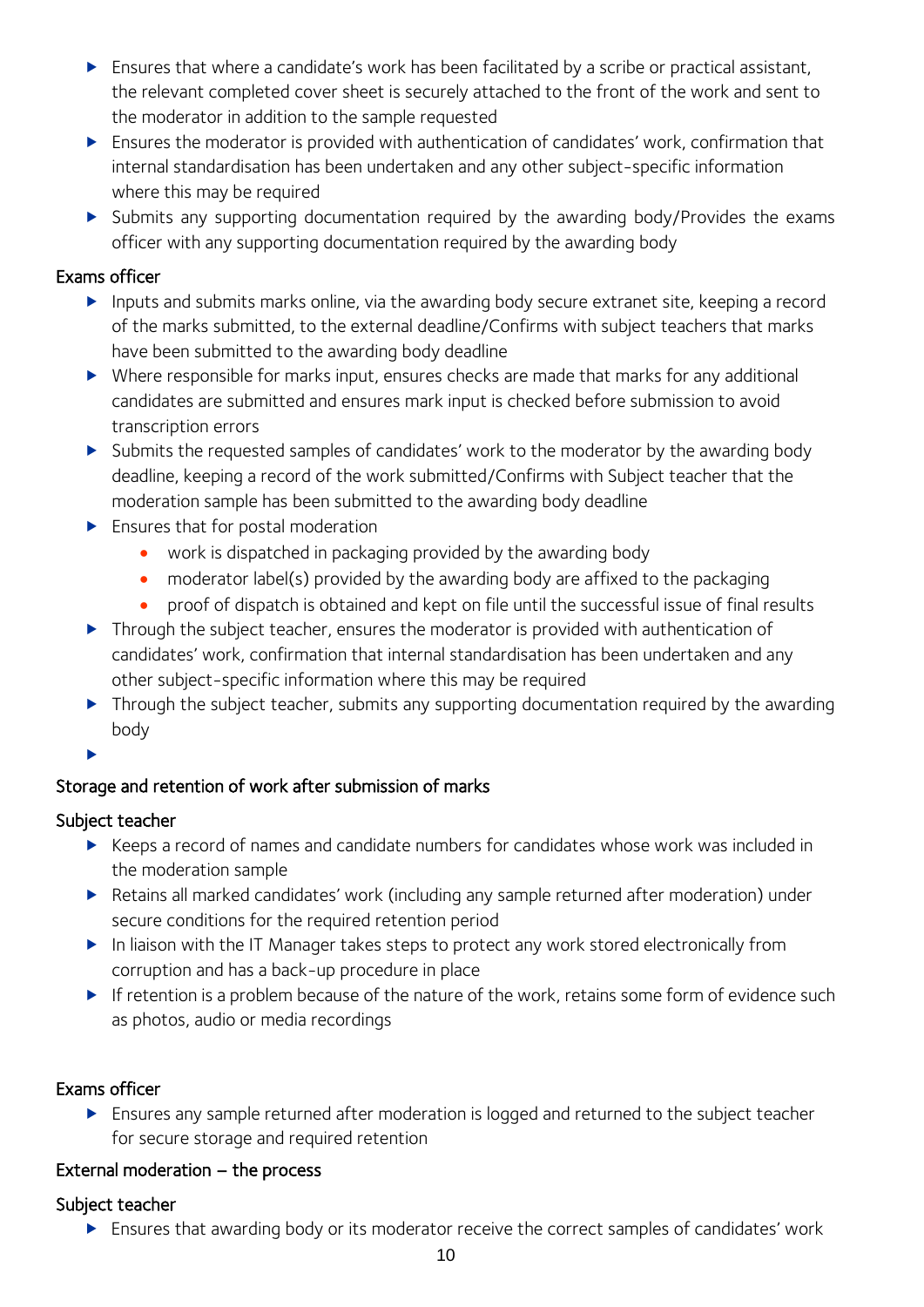- Ensures that where a candidate's work has been facilitated by a scribe or practical assistant, the relevant completed cover sheet is securely attached to the front of the work and sent to the moderator in addition to the sample requested
- Ensures the moderator is provided with authentication of candidates' work, confirmation that internal standardisation has been undertaken and any other subject-specific information where this may be required
- Submits any supporting documentation required by the awarding body/Provides the exams officer with any supporting documentation required by the awarding body

### Exams officer

- Inputs and submits marks online, via the awarding body secure extranet site, keeping a record of the marks submitted, to the external deadline/Confirms with subject teachers that marks have been submitted to the awarding body deadline
- Where responsible for marks input, ensures checks are made that marks for any additional candidates are submitted and ensures mark input is checked before submission to avoid transcription errors
- Submits the requested samples of candidates' work to the moderator by the awarding body deadline, keeping a record of the work submitted/Confirms with Subject teacher that the moderation sample has been submitted to the awarding body deadline
- Ensures that for postal moderation
    - work is dispatched in packaging provided by the awarding body
    - moderator label(s) provided by the awarding body are affixed to the packaging
    - proof of dispatch is obtained and kept on file until the successful issue of final results
- Through the subject teacher, ensures the moderator is provided with authentication of candidates' work, confirmation that internal standardisation has been undertaken and any other subject-specific information where this may be required
- Through the subject teacher, submits any supporting documentation required by the awarding body

## Storage and retention of work after submission of marks

### Subject teacher

- Keeps a record of names and candidate numbers for candidates whose work was included in the moderation sample
- Retains all marked candidates' work (including any sample returned after moderation) under secure conditions for the required retention period
- In liaison with the IT Manager takes steps to protect any work stored electronically from corruption and has a back-up procedure in place
- If retention is a problem because of the nature of the work, retains some form of evidence such as photos, audio or media recordings

### Exams officer

- Ensures any sample returned after moderation is logged and returned to the subject teacher for secure storage and required retention

## External moderation – the process

### Subject teacher

- Ensures that awarding body or its moderator receive the correct samples of candidates' work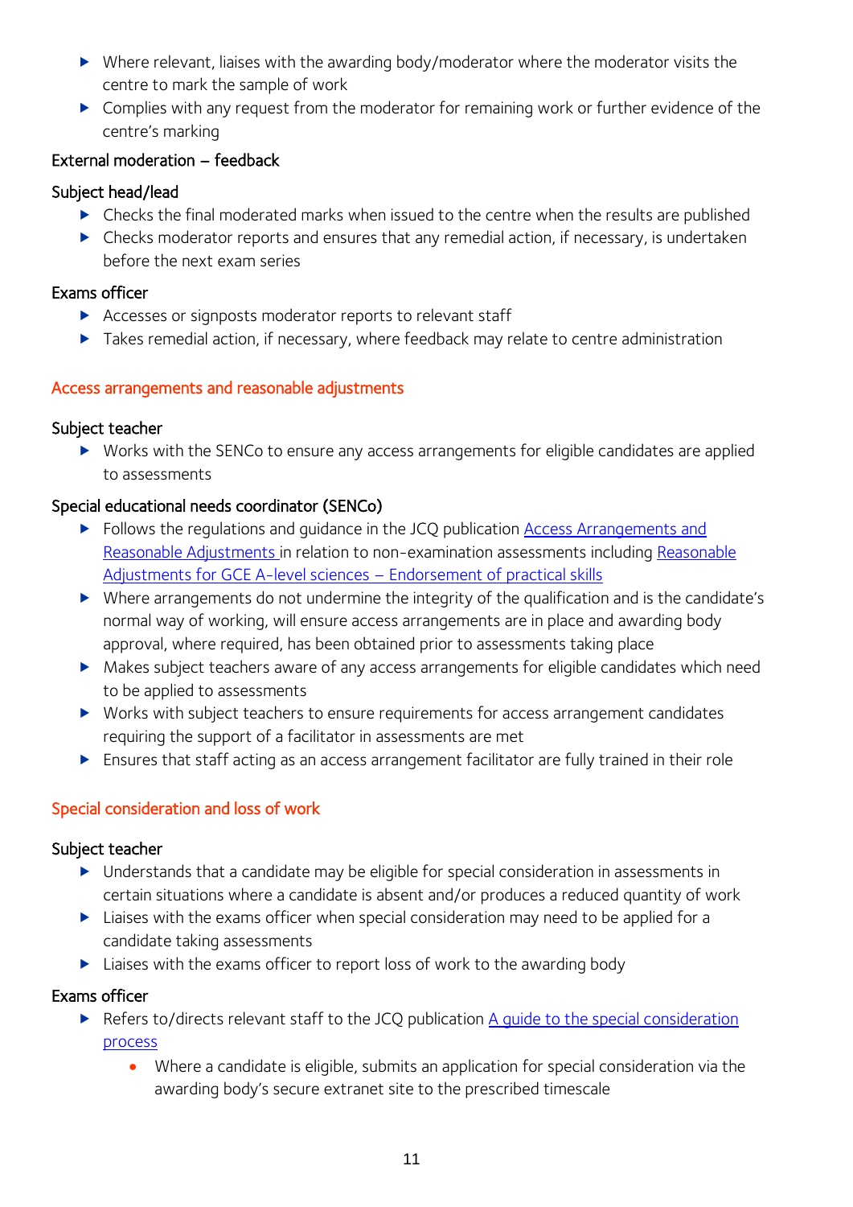- Where relevant, liaises with the awarding body/moderator where the moderator visits the centre to mark the sample of work
- Complies with any request from the moderator for remaining work or further evidence of the centre's marking

### External moderation – feedback

#### Subject head/lead

- Checks the final moderated marks when issued to the centre when the results are published
- Checks moderator reports and ensures that any remedial action, if necessary, is undertaken before the next exam series

#### Exams officer

- Accesses or signposts moderator reports to relevant staff
- Takes remedial action, if necessary, where feedback may relate to centre administration

## Access arrangements and reasonable adjustments

#### Subject teacher

- Works with the SENCo to ensure any access arrangements for eligible candidates are applied to assessments

#### Special educational needs coordinator (SENCo)

- Follows the regulations and guidance in the JCQ publication Access Arrangements and Reasonable Adjustments in relation to non-examination assessments including Reasonable Adjustments for GCE A-level sciences – Endorsement of practical skills
- Where arrangements do not undermine the integrity of the qualification and is the candidate's normal way of working, will ensure access arrangements are in place and awarding body approval, where required, has been obtained prior to assessments taking place
- Makes subject teachers aware of any access arrangements for eligible candidates which need to be applied to assessments
- Works with subject teachers to ensure requirements for access arrangement candidates requiring the support of a facilitator in assessments are met
- Ensures that staff acting as an access arrangement facilitator are fully trained in their role

## Special consideration and loss of work

#### Subject teacher

- Understands that a candidate may be eligible for special consideration in assessments in certain situations where a candidate is absent and/or produces a reduced quantity of work
- Liaises with the exams officer when special consideration may need to be applied for a candidate taking assessments
- Liaises with the exams officer to report loss of work to the awarding body

#### Exams officer

- Refers to/directs relevant staff to the JCQ publication A guide to the special consideration process
    - Where a candidate is eligible, submits an application for special consideration via the awarding body's secure extranet site to the prescribed timescale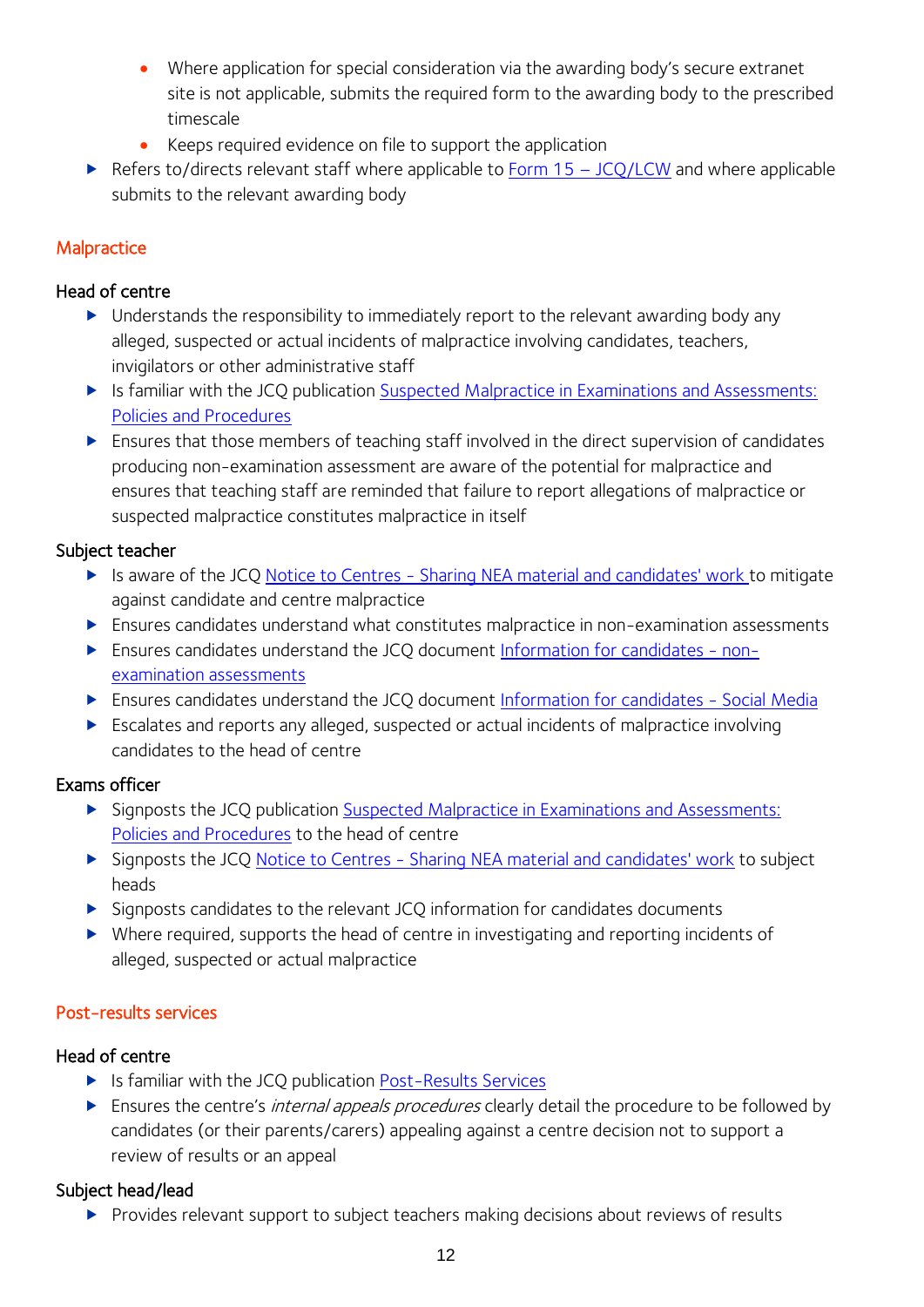- Where application for special consideration via the awarding body's secure extranet site is not applicable, submits the required form to the awarding body to the prescribed timescale
    - Keeps required evidence on file to support the application
- Refers to/directs relevant staff where applicable to Form 15 – JCQ/LCW and where applicable submits to the relevant awarding body

## Malpractice

### Head of centre

- Understands the responsibility to immediately report to the relevant awarding body any alleged, suspected or actual incidents of malpractice involving candidates, teachers, invigilators or other administrative staff
- Is familiar with the JCQ publication Suspected Malpractice in Examinations and Assessments: Policies and Procedures
- Ensures that those members of teaching staff involved in the direct supervision of candidates producing non-examination assessment are aware of the potential for malpractice and ensures that teaching staff are reminded that failure to report allegations of malpractice or suspected malpractice constitutes malpractice in itself

### Subject teacher

- Is aware of the JCQ Notice to Centres - Sharing NEA material and candidates' work to mitigate against candidate and centre malpractice
- Ensures candidates understand what constitutes malpractice in non-examination assessments
- Ensures candidates understand the JCQ document Information for candidates - non-examination assessments
- Ensures candidates understand the JCQ document Information for candidates - Social Media
- Escalates and reports any alleged, suspected or actual incidents of malpractice involving candidates to the head of centre

### Exams officer

- Signposts the JCQ publication Suspected Malpractice in Examinations and Assessments: Policies and Procedures to the head of centre
- Signposts the JCQ Notice to Centres - Sharing NEA material and candidates' work to subject heads
- Signposts candidates to the relevant JCQ information for candidates documents
- Where required, supports the head of centre in investigating and reporting incidents of alleged, suspected or actual malpractice

## Post-results services

### Head of centre

- Is familiar with the JCQ publication Post-Results Services
- Ensures the centre's *internal appeals procedures* clearly detail the procedure to be followed by candidates (or their parents/carers) appealing against a centre decision not to support a review of results or an appeal

### Subject head/lead

- Provides relevant support to subject teachers making decisions about reviews of results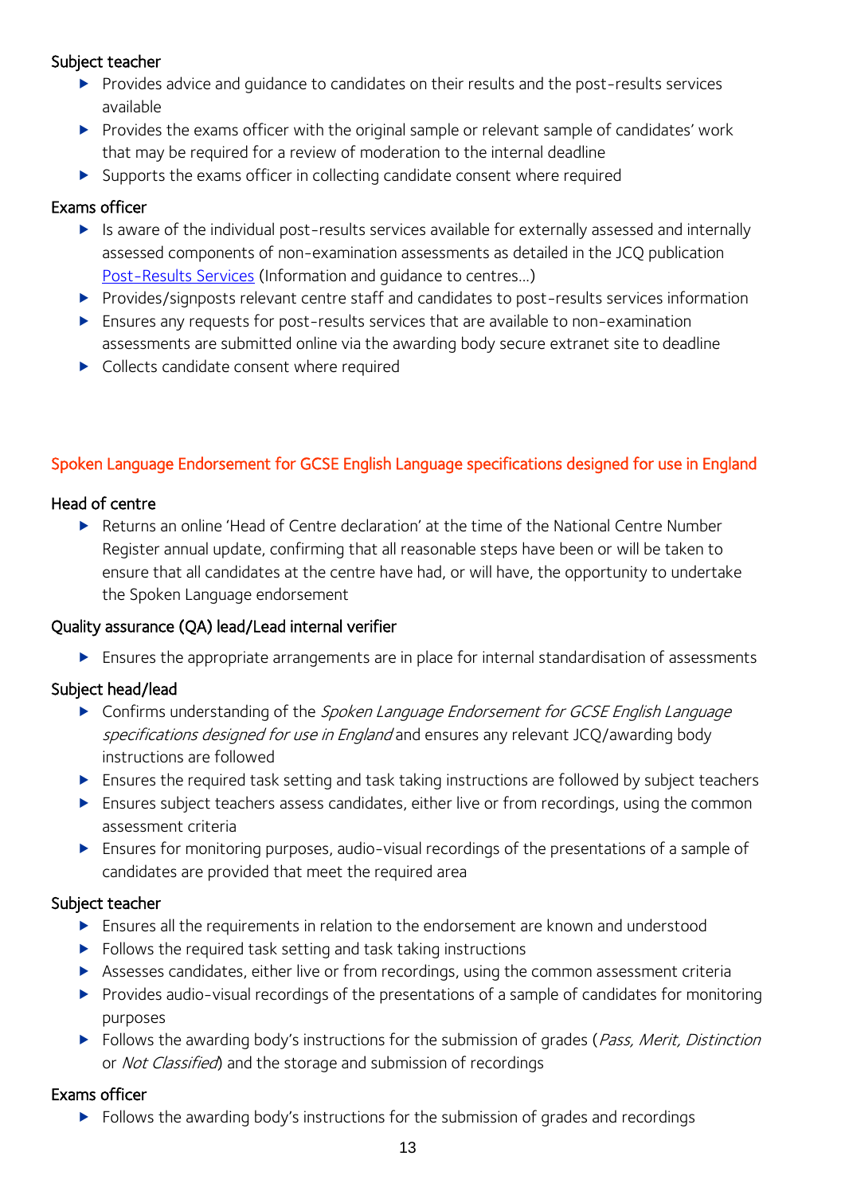#### Subject teacher

- Provides advice and guidance to candidates on their results and the post-results services available
- Provides the exams officer with the original sample or relevant sample of candidates' work that may be required for a review of moderation to the internal deadline
- Supports the exams officer in collecting candidate consent where required

#### Exams officer

- Is aware of the individual post-results services available for externally assessed and internally assessed components of non-examination assessments as detailed in the JCQ publication [Post-Results Services] (Information and guidance to centres...)
- Provides/signposts relevant centre staff and candidates to post-results services information
- Ensures any requests for post-results services that are available to non-examination assessments are submitted online via the awarding body secure extranet site to deadline
- Collects candidate consent where required

### Spoken Language Endorsement for GCSE English Language specifications designed for use in England

#### Head of centre

- Returns an online 'Head of Centre declaration' at the time of the National Centre Number Register annual update, confirming that all reasonable steps have been or will be taken to ensure that all candidates at the centre have had, or will have, the opportunity to undertake the Spoken Language endorsement

#### Quality assurance (QA) lead/Lead internal verifier

- Ensures the appropriate arrangements are in place for internal standardisation of assessments

#### Subject head/lead

- Confirms understanding of the *Spoken Language Endorsement for GCSE English Language specifications designed for use in England* and ensures any relevant JCQ/awarding body instructions are followed
- Ensures the required task setting and task taking instructions are followed by subject teachers
- Ensures subject teachers assess candidates, either live or from recordings, using the common assessment criteria
- Ensures for monitoring purposes, audio-visual recordings of the presentations of a sample of candidates are provided that meet the required area

#### Subject teacher

- Ensures all the requirements in relation to the endorsement are known and understood
- Follows the required task setting and task taking instructions
- Assesses candidates, either live or from recordings, using the common assessment criteria
- Provides audio-visual recordings of the presentations of a sample of candidates for monitoring purposes
- Follows the awarding body's instructions for the submission of grades (*Pass, Merit, Distinction* or *Not Classified*) and the storage and submission of recordings

#### Exams officer

- Follows the awarding body's instructions for the submission of grades and recordings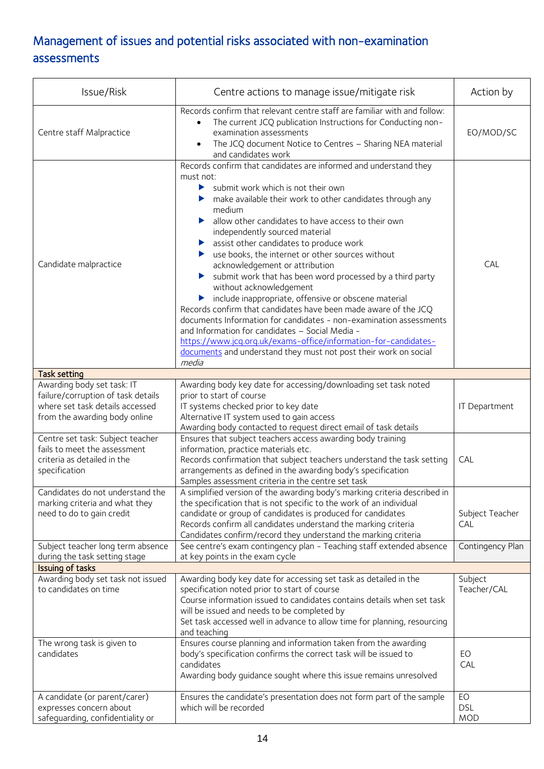## Management of issues and potential risks associated with non-examination assessments

| Issue/Risk | Centre actions to manage issue/mitigate risk | Action by |
|---|---|---|
| Centre staff Malpractice | Records confirm that relevant centre staff are familiar with and follow:<br>• The current JCQ publication Instructions for Conducting non-examination assessments<br>• The JCQ document Notice to Centres – Sharing NEA material and candidates work | EO/MOD/SC |
| Candidate malpractice | Records confirm that candidates are informed and understand they must not:<br>▶ submit work which is not their own<br>▶ make available their work to other candidates through any medium<br>▶ allow other candidates to have access to their own independently sourced material<br>▶ assist other candidates to produce work<br>▶ use books, the internet or other sources without acknowledgement or attribution<br>▶ submit work that has been word processed by a third party without acknowledgement<br>▶ include inappropriate, offensive or obscene material<br>Records confirm that candidates have been made aware of the JCQ documents Information for candidates - non-examination assessments and Information for candidates – Social Media - [https://www.jcq.org.uk/exams-office/information-for-candidates-documents](https://www.jcq.org.uk/exams-office/information-for-candidates-documents) and understand they must not post their work on social *media* | CAL |
| **Task setting** | | |
| Awarding body set task: IT failure/corruption of task details where set task details accessed from the awarding body online | Awarding body key date for accessing/downloading set task noted prior to start of course<br>IT systems checked prior to key date<br>Alternative IT system used to gain access<br>Awarding body contacted to request direct email of task details | IT Department |
| Centre set task: Subject teacher fails to meet the assessment criteria as detailed in the specification | Ensures that subject teachers access awarding body training information, practice materials etc.<br>Records confirmation that subject teachers understand the task setting arrangements as defined in the awarding body's specification<br>Samples assessment criteria in the centre set task | CAL |
| Candidates do not understand the marking criteria and what they need to do to gain credit | A simplified version of the awarding body's marking criteria described in the specification that is not specific to the work of an individual candidate or group of candidates is produced for candidates<br>Records confirm all candidates understand the marking criteria<br>Candidates confirm/record they understand the marking criteria | Subject Teacher CAL |
| Subject teacher long term absence during the task setting stage | See centre's exam contingency plan - Teaching staff extended absence at key points in the exam cycle | Contingency Plan |
| **Issuing of tasks** | | |
| Awarding body set task not issued to candidates on time | Awarding body key date for accessing set task as detailed in the specification noted prior to start of course<br>Course information issued to candidates contains details when set task will be issued and needs to be completed by<br>Set task accessed well in advance to allow time for planning, resourcing and teaching | Subject Teacher/CAL |
| The wrong task is given to candidates | Ensures course planning and information taken from the awarding body's specification confirms the correct task will be issued to candidates<br>Awarding body guidance sought where this issue remains unresolved | EO<br>CAL |
| A candidate (or parent/carer) expresses concern about safeguarding, confidentiality or | Ensures the candidate's presentation does not form part of the sample which will be recorded | EO<br>DSL<br>MOD |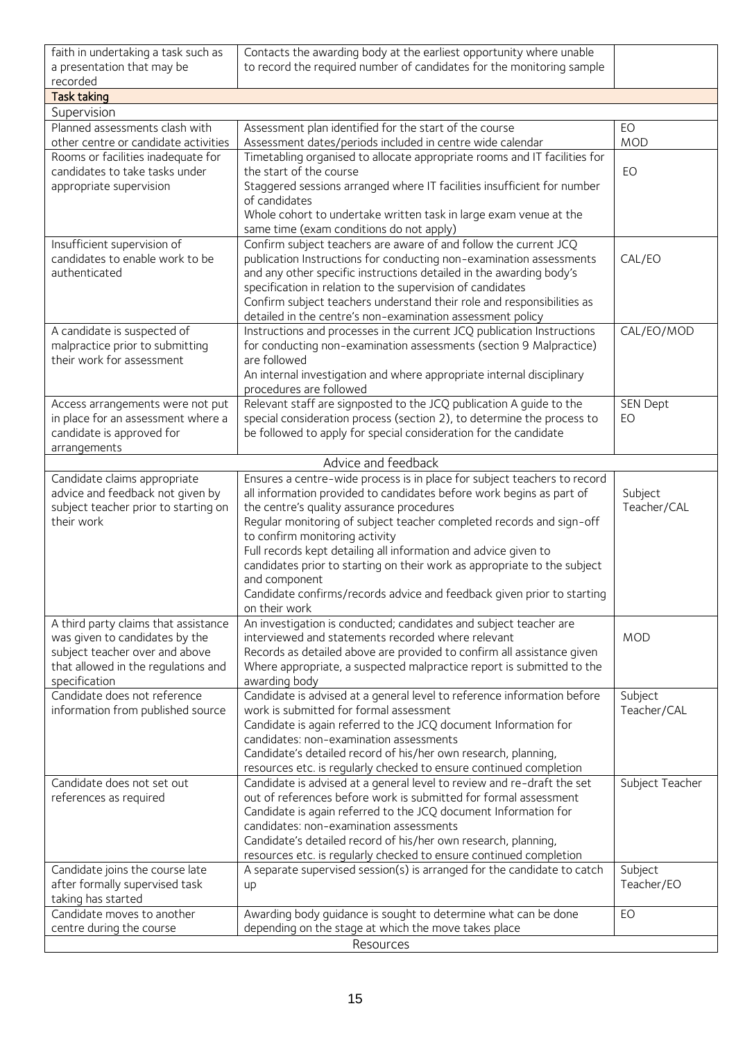| | | |
|---|---|---|
| faith in undertaking a task such as a presentation that may be recorded | Contacts the awarding body at the earliest opportunity where unable to record the required number of candidates for the monitoring sample | |
| **Task taking** | | |
| Supervision | | |
| Planned assessments clash with other centre or candidate activities | Assessment plan identified for the start of the course<br>Assessment dates/periods included in centre wide calendar | EO<br>MOD |
| Rooms or facilities inadequate for candidates to take tasks under appropriate supervision | Timetabling organised to allocate appropriate rooms and IT facilities for the start of the course<br>Staggered sessions arranged where IT facilities insufficient for number of candidates<br>Whole cohort to undertake written task in large exam venue at the same time (exam conditions do not apply) | EO |
| Insufficient supervision of candidates to enable work to be authenticated | Confirm subject teachers are aware of and follow the current JCQ publication Instructions for conducting non-examination assessments and any other specific instructions detailed in the awarding body's specification in relation to the supervision of candidates<br>Confirm subject teachers understand their role and responsibilities as detailed in the centre's non-examination assessment policy | CAL/EO |
| A candidate is suspected of malpractice prior to submitting their work for assessment | Instructions and processes in the current JCQ publication Instructions for conducting non-examination assessments (section 9 Malpractice) are followed<br>An internal investigation and where appropriate internal disciplinary procedures are followed | CAL/EO/MOD |
| Access arrangements were not put in place for an assessment where a candidate is approved for arrangements | Relevant staff are signposted to the JCQ publication A guide to the special consideration process (section 2), to determine the process to be followed to apply for special consideration for the candidate | SEN Dept<br>EO |
| Advice and feedback | | |
| Candidate claims appropriate advice and feedback not given by subject teacher prior to starting on their work | Ensures a centre-wide process is in place for subject teachers to record all information provided to candidates before work begins as part of the centre's quality assurance procedures<br>Regular monitoring of subject teacher completed records and sign-off to confirm monitoring activity<br>Full records kept detailing all information and advice given to candidates prior to starting on their work as appropriate to the subject and component<br>Candidate confirms/records advice and feedback given prior to starting on their work | Subject Teacher/CAL |
| A third party claims that assistance was given to candidates by the subject teacher over and above that allowed in the regulations and specification | An investigation is conducted; candidates and subject teacher are interviewed and statements recorded where relevant<br>Records as detailed above are provided to confirm all assistance given<br>Where appropriate, a suspected malpractice report is submitted to the awarding body | MOD |
| Candidate does not reference information from published source | Candidate is advised at a general level to reference information before work is submitted for formal assessment<br>Candidate is again referred to the JCQ document Information for candidates: non-examination assessments<br>Candidate's detailed record of his/her own research, planning, resources etc. is regularly checked to ensure continued completion | Subject Teacher/CAL |
| Candidate does not set out references as required | Candidate is advised at a general level to review and re-draft the set out of references before work is submitted for formal assessment<br>Candidate is again referred to the JCQ document Information for candidates: non-examination assessments<br>Candidate's detailed record of his/her own research, planning, resources etc. is regularly checked to ensure continued completion | Subject Teacher |
| Candidate joins the course late after formally supervised task taking has started | A separate supervised session(s) is arranged for the candidate to catch up | Subject Teacher/EO |
| Candidate moves to another centre during the course | Awarding body guidance is sought to determine what can be done depending on the stage at which the move takes place | EO |
| Resources | | |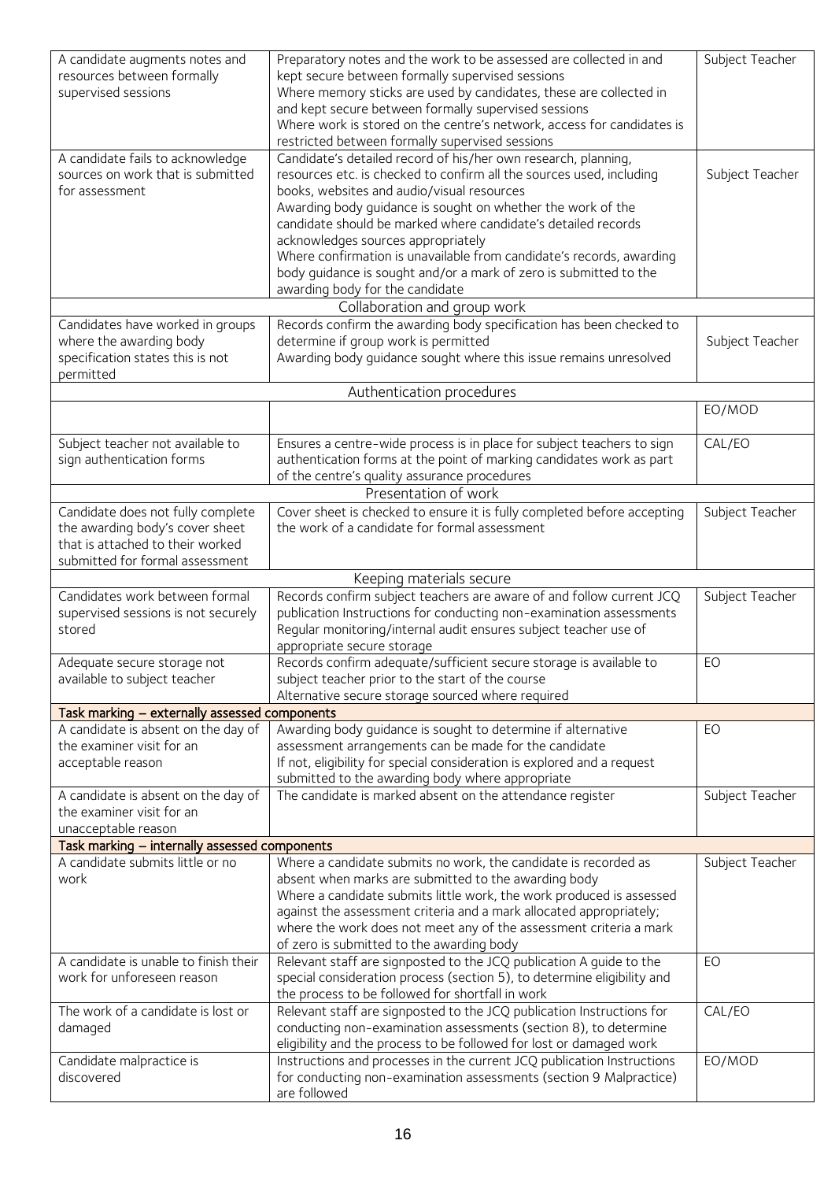| | | |
|---|---|---|
| A candidate augments notes and resources between formally supervised sessions | Preparatory notes and the work to be assessed are collected in and kept secure between formally supervised sessions<br>Where memory sticks are used by candidates, these are collected in and kept secure between formally supervised sessions<br>Where work is stored on the centre's network, access for candidates is restricted between formally supervised sessions | Subject Teacher |
| A candidate fails to acknowledge sources on work that is submitted for assessment | Candidate's detailed record of his/her own research, planning, resources etc. is checked to confirm all the sources used, including books, websites and audio/visual resources<br>Awarding body guidance is sought on whether the work of the candidate should be marked where candidate's detailed records acknowledges sources appropriately<br>Where confirmation is unavailable from candidate's records, awarding body guidance is sought and/or a mark of zero is submitted to the awarding body for the candidate | Subject Teacher |
| | Collaboration and group work | |
| Candidates have worked in groups where the awarding body specification states this is not permitted | Records confirm the awarding body specification has been checked to determine if group work is permitted<br>Awarding body guidance sought where this issue remains unresolved | Subject Teacher |
| | Authentication procedures | |
| | | EO/MOD |
| Subject teacher not available to sign authentication forms | Ensures a centre-wide process is in place for subject teachers to sign authentication forms at the point of marking candidates work as part of the centre's quality assurance procedures | CAL/EO |
| | Presentation of work | |
| Candidate does not fully complete the awarding body's cover sheet that is attached to their worked submitted for formal assessment | Cover sheet is checked to ensure it is fully completed before accepting the work of a candidate for formal assessment | Subject Teacher |
| | Keeping materials secure | |
| Candidates work between formal supervised sessions is not securely stored | Records confirm subject teachers are aware of and follow current JCQ publication Instructions for conducting non-examination assessments<br>Regular monitoring/internal audit ensures subject teacher use of appropriate secure storage | Subject Teacher |
| Adequate secure storage not available to subject teacher | Records confirm adequate/sufficient secure storage is available to subject teacher prior to the start of the course<br>Alternative secure storage sourced where required | EO |
| **Task marking – externally assessed components** | | |
| A candidate is absent on the day of the examiner visit for an acceptable reason | Awarding body guidance is sought to determine if alternative assessment arrangements can be made for the candidate<br>If not, eligibility for special consideration is explored and a request submitted to the awarding body where appropriate | EO |
| A candidate is absent on the day of the examiner visit for an unacceptable reason | The candidate is marked absent on the attendance register | Subject Teacher |
| **Task marking – internally assessed components** | | |
| A candidate submits little or no work | Where a candidate submits no work, the candidate is recorded as absent when marks are submitted to the awarding body<br>Where a candidate submits little work, the work produced is assessed against the assessment criteria and a mark allocated appropriately; where the work does not meet any of the assessment criteria a mark of zero is submitted to the awarding body | Subject Teacher |
| A candidate is unable to finish their work for unforeseen reason | Relevant staff are signposted to the JCQ publication A guide to the special consideration process (section 5), to determine eligibility and the process to be followed for shortfall in work | EO |
| The work of a candidate is lost or damaged | Relevant staff are signposted to the JCQ publication Instructions for conducting non-examination assessments (section 8), to determine eligibility and the process to be followed for lost or damaged work | CAL/EO |
| Candidate malpractice is discovered | Instructions and processes in the current JCQ publication Instructions for conducting non-examination assessments (section 9 Malpractice) are followed | EO/MOD |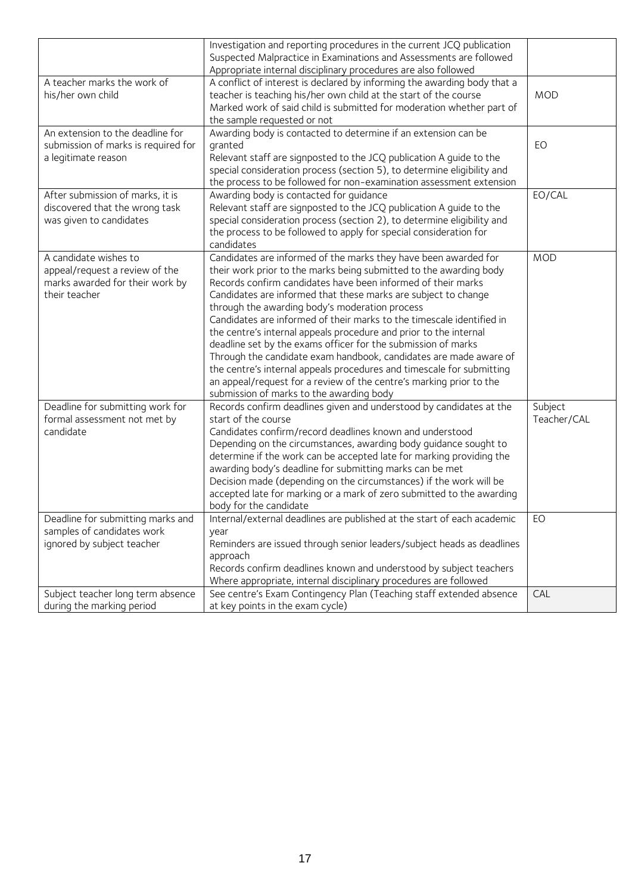| | | |
|---|---|---|
| | Investigation and reporting procedures in the current JCQ publication Suspected Malpractice in Examinations and Assessments are followed<br>Appropriate internal disciplinary procedures are also followed | |
| A teacher marks the work of his/her own child | A conflict of interest is declared by informing the awarding body that a teacher is teaching his/her own child at the start of the course<br>Marked work of said child is submitted for moderation whether part of the sample requested or not | MOD |
| An extension to the deadline for submission of marks is required for a legitimate reason | Awarding body is contacted to determine if an extension can be granted<br>Relevant staff are signposted to the JCQ publication A guide to the special consideration process (section 5), to determine eligibility and the process to be followed for non-examination assessment extension | EO |
| After submission of marks, it is discovered that the wrong task was given to candidates | Awarding body is contacted for guidance<br>Relevant staff are signposted to the JCQ publication A guide to the special consideration process (section 2), to determine eligibility and the process to be followed to apply for special consideration for candidates | EO/CAL |
| A candidate wishes to appeal/request a review of the marks awarded for their work by their teacher | Candidates are informed of the marks they have been awarded for their work prior to the marks being submitted to the awarding body<br>Records confirm candidates have been informed of their marks<br>Candidates are informed that these marks are subject to change through the awarding body's moderation process<br>Candidates are informed of their marks to the timescale identified in the centre's internal appeals procedure and prior to the internal deadline set by the exams officer for the submission of marks<br>Through the candidate exam handbook, candidates are made aware of the centre's internal appeals procedures and timescale for submitting an appeal/request for a review of the centre's marking prior to the submission of marks to the awarding body | MOD |
| Deadline for submitting work for formal assessment not met by candidate | Records confirm deadlines given and understood by candidates at the start of the course<br>Candidates confirm/record deadlines known and understood<br>Depending on the circumstances, awarding body guidance sought to determine if the work can be accepted late for marking providing the awarding body's deadline for submitting marks can be met<br>Decision made (depending on the circumstances) if the work will be accepted late for marking or a mark of zero submitted to the awarding body for the candidate | Subject Teacher/CAL |
| Deadline for submitting marks and samples of candidates work ignored by subject teacher | Internal/external deadlines are published at the start of each academic year<br>Reminders are issued through senior leaders/subject heads as deadlines approach<br>Records confirm deadlines known and understood by subject teachers<br>Where appropriate, internal disciplinary procedures are followed | EO |
| Subject teacher long term absence during the marking period | See centre's Exam Contingency Plan (Teaching staff extended absence at key points in the exam cycle) | CAL |